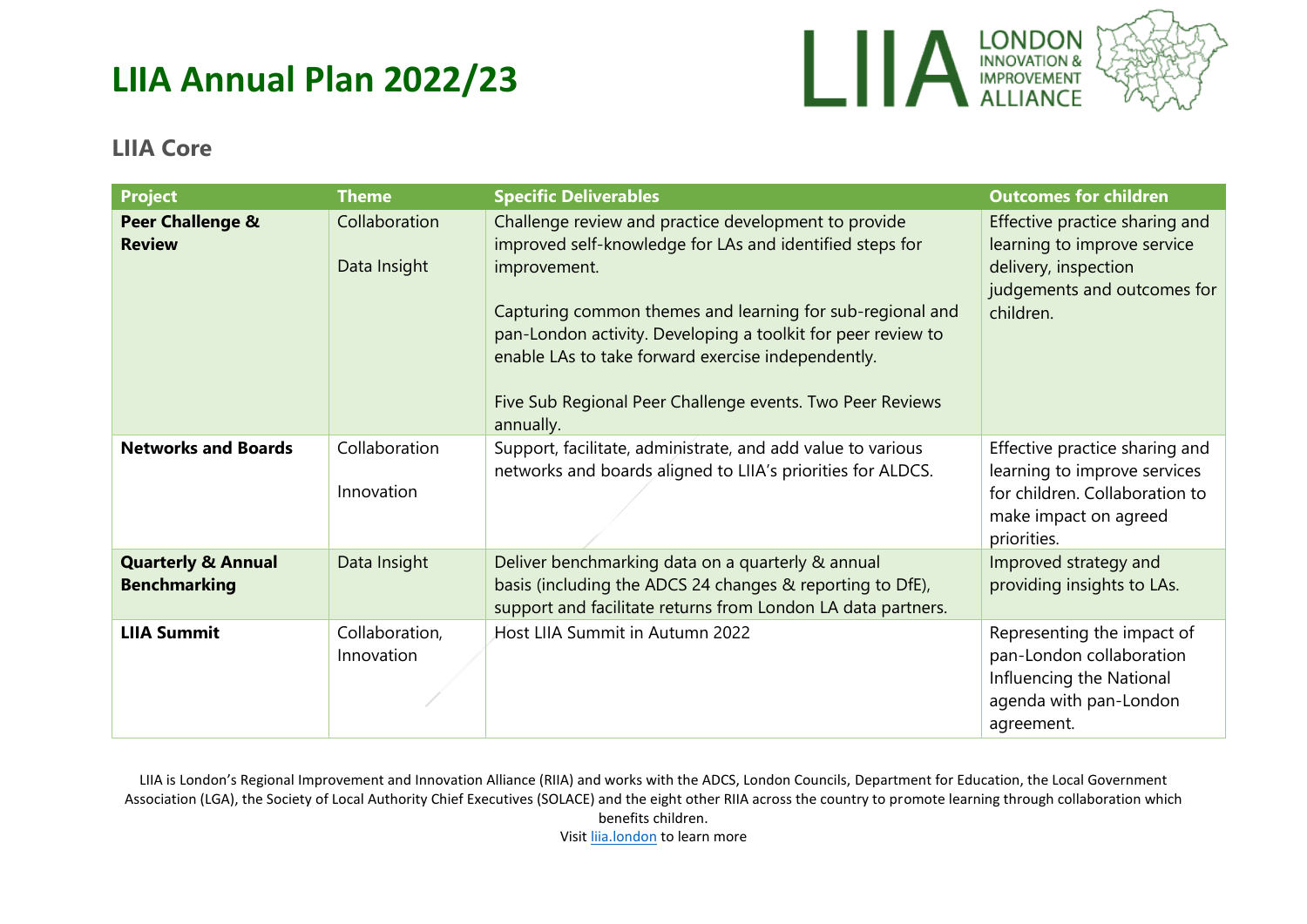# LIIA Annual Plan 2022/23

## LIIA Core

| Project | Theme | Specific Deliverables | Outcomes for children |
|---|---|---|---|
| **Peer Challenge & Review** | Collaboration<br><br>Data Insight | Challenge review and practice development to provide improved self-knowledge for LAs and identified steps for improvement.<br><br>Capturing common themes and learning for sub-regional and pan-London activity. Developing a toolkit for peer review to enable LAs to take forward exercise independently.<br><br>Five Sub Regional Peer Challenge events. Two Peer Reviews annually. | Effective practice sharing and learning to improve service delivery, inspection judgements and outcomes for children. |
| **Networks and Boards** | Collaboration<br><br>Innovation | Support, facilitate, administrate, and add value to various networks and boards aligned to LIIA's priorities for ALDCS. | Effective practice sharing and learning to improve services for children. Collaboration to make impact on agreed priorities. |
| **Quarterly & Annual Benchmarking** | Data Insight | Deliver benchmarking data on a quarterly & annual basis (including the ADCS 24 changes & reporting to DfE), support and facilitate returns from London LA data partners. | Improved strategy and providing insights to LAs. |
| **LIIA Summit** | Collaboration, Innovation | Host LIIA Summit in Autumn 2022 | Representing the impact of pan-London collaboration Influencing the National agenda with pan-London agreement. |

LIIA is London's Regional Improvement and Innovation Alliance (RIIA) and works with the ADCS, London Councils, Department for Education, the Local Government Association (LGA), the Society of Local Authority Chief Executives (SOLACE) and the eight other RIIA across the country to promote learning through collaboration which benefits children.
Visit liia.london to learn more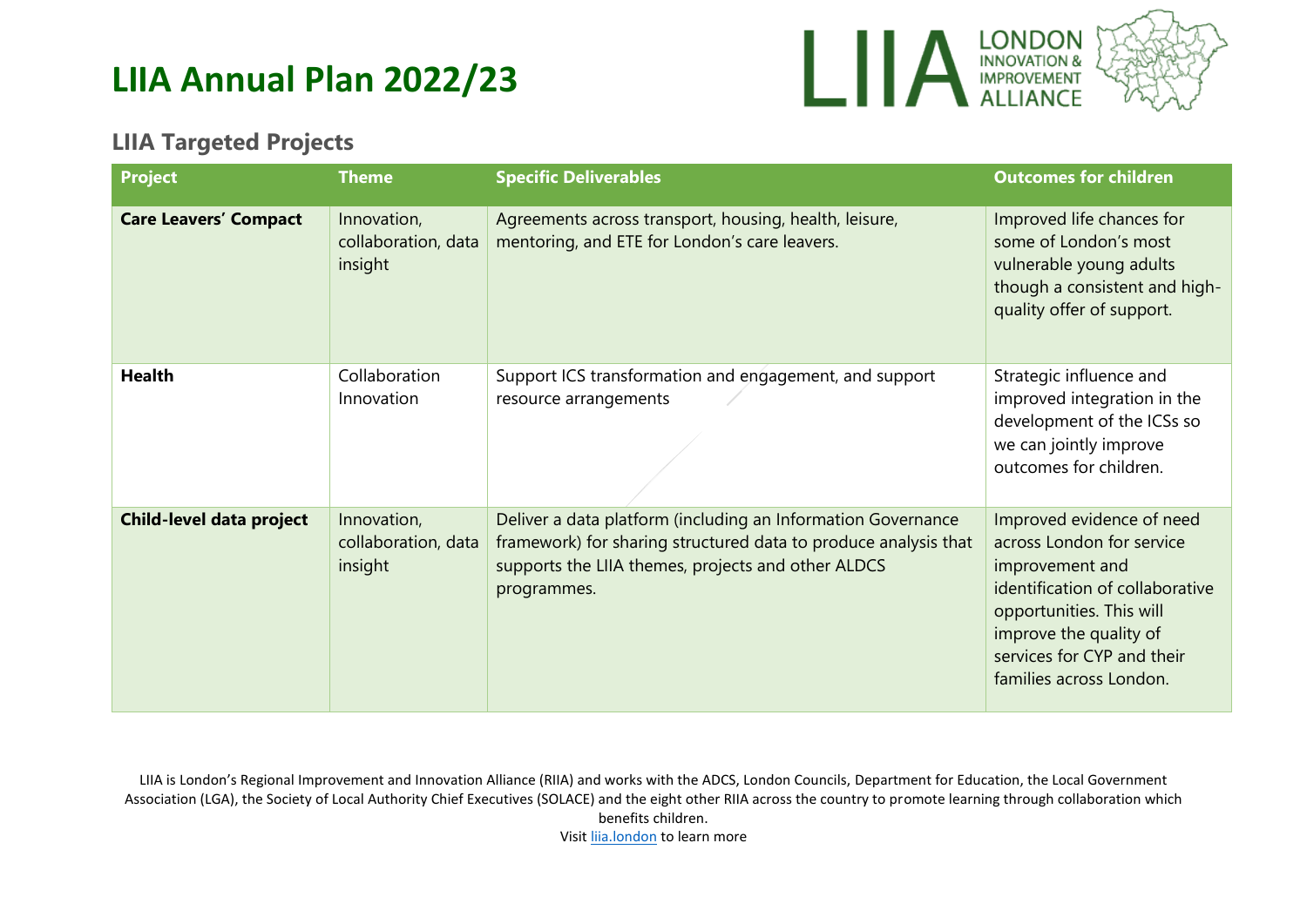# LIIA Annual Plan 2022/23

## LIIA Targeted Projects

| Project | Theme | Specific Deliverables | Outcomes for children |
|---|---|---|---|
| **Care Leavers' Compact** | Innovation, collaboration, data insight | Agreements across transport, housing, health, leisure, mentoring, and ETE for London's care leavers. | Improved life chances for some of London's most vulnerable young adults though a consistent and high-quality offer of support. |
| **Health** | Collaboration Innovation | Support ICS transformation and engagement, and support resource arrangements | Strategic influence and improved integration in the development of the ICSs so we can jointly improve outcomes for children. |
| **Child-level data project** | Innovation, collaboration, data insight | Deliver a data platform (including an Information Governance framework) for sharing structured data to produce analysis that supports the LIIA themes, projects and other ALDCS programmes. | Improved evidence of need across London for service improvement and identification of collaborative opportunities. This will improve the quality of services for CYP and their families across London. |

LIIA is London's Regional Improvement and Innovation Alliance (RIIA) and works with the ADCS, London Councils, Department for Education, the Local Government Association (LGA), the Society of Local Authority Chief Executives (SOLACE) and the eight other RIIA across the country to promote learning through collaboration which benefits children.
Visit [liia.london](liia.london) to learn more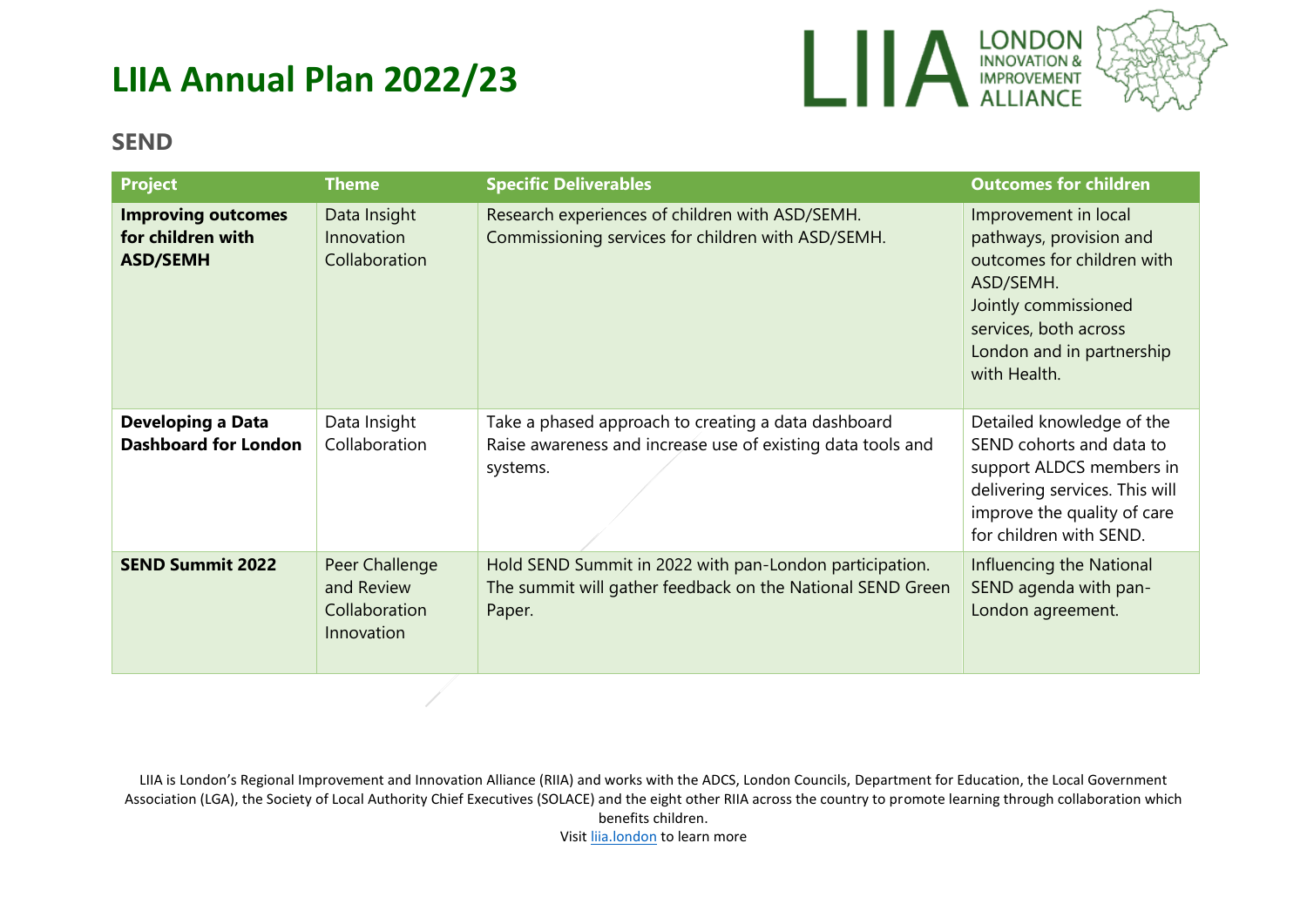# LIIA Annual Plan 2022/23

## SEND

| Project | Theme | Specific Deliverables | Outcomes for children |
|---|---|---|---|
| **Improving outcomes for children with ASD/SEMH** | Data Insight<br>Innovation<br>Collaboration | Research experiences of children with ASD/SEMH.<br>Commissioning services for children with ASD/SEMH. | Improvement in local pathways, provision and outcomes for children with ASD/SEMH.<br>Jointly commissioned services, both across London and in partnership with Health. |
| **Developing a Data Dashboard for London** | Data Insight<br>Collaboration | Take a phased approach to creating a data dashboard<br>Raise awareness and increase use of existing data tools and systems. | Detailed knowledge of the SEND cohorts and data to support ALDCS members in delivering services. This will improve the quality of care for children with SEND. |
| **SEND Summit 2022** | Peer Challenge and Review<br>Collaboration<br>Innovation | Hold SEND Summit in 2022 with pan-London participation. The summit will gather feedback on the National SEND Green Paper. | Influencing the National SEND agenda with pan-London agreement. |

LIIA is London's Regional Improvement and Innovation Alliance (RIIA) and works with the ADCS, London Councils, Department for Education, the Local Government Association (LGA), the Society of Local Authority Chief Executives (SOLACE) and the eight other RIIA across the country to promote learning through collaboration which benefits children.
Visit liia.london to learn more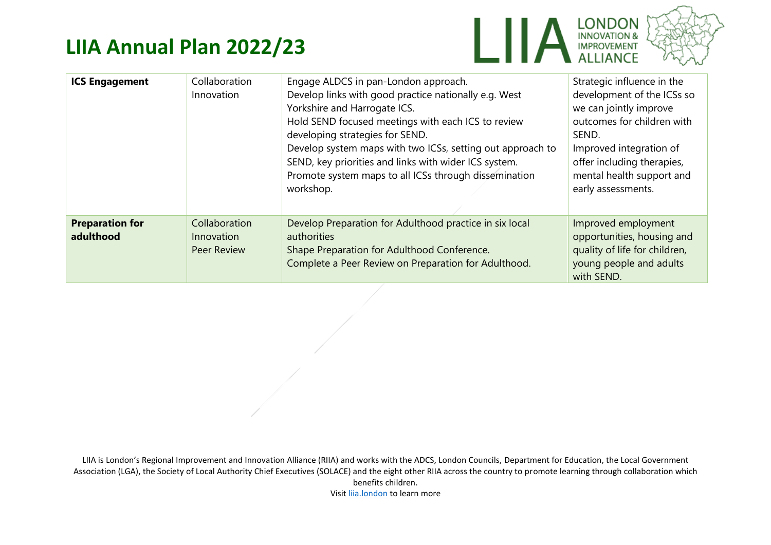# LIIA Annual Plan 2022/23

| **ICS Engagement** | Collaboration<br>Innovation | Engage ALDCS in pan-London approach.<br>Develop links with good practice nationally e.g. West Yorkshire and Harrogate ICS.<br>Hold SEND focused meetings with each ICS to review developing strategies for SEND.<br>Develop system maps with two ICSs, setting out approach to SEND, key priorities and links with wider ICS system.<br>Promote system maps to all ICSs through dissemination workshop. | Strategic influence in the development of the ICSs so we can jointly improve outcomes for children with SEND.<br>Improved integration of offer including therapies, mental health support and early assessments. |
|---|---|---|---|
| **Preparation for adulthood** | Collaboration<br>Innovation<br>Peer Review | Develop Preparation for Adulthood practice in six local authorities<br>Shape Preparation for Adulthood Conference.<br>Complete a Peer Review on Preparation for Adulthood. | Improved employment opportunities, housing and quality of life for children, young people and adults with SEND. |

LIIA is London's Regional Improvement and Innovation Alliance (RIIA) and works with the ADCS, London Councils, Department for Education, the Local Government Association (LGA), the Society of Local Authority Chief Executives (SOLACE) and the eight other RIIA across the country to promote learning through collaboration which benefits children.
Visit liia.london to learn more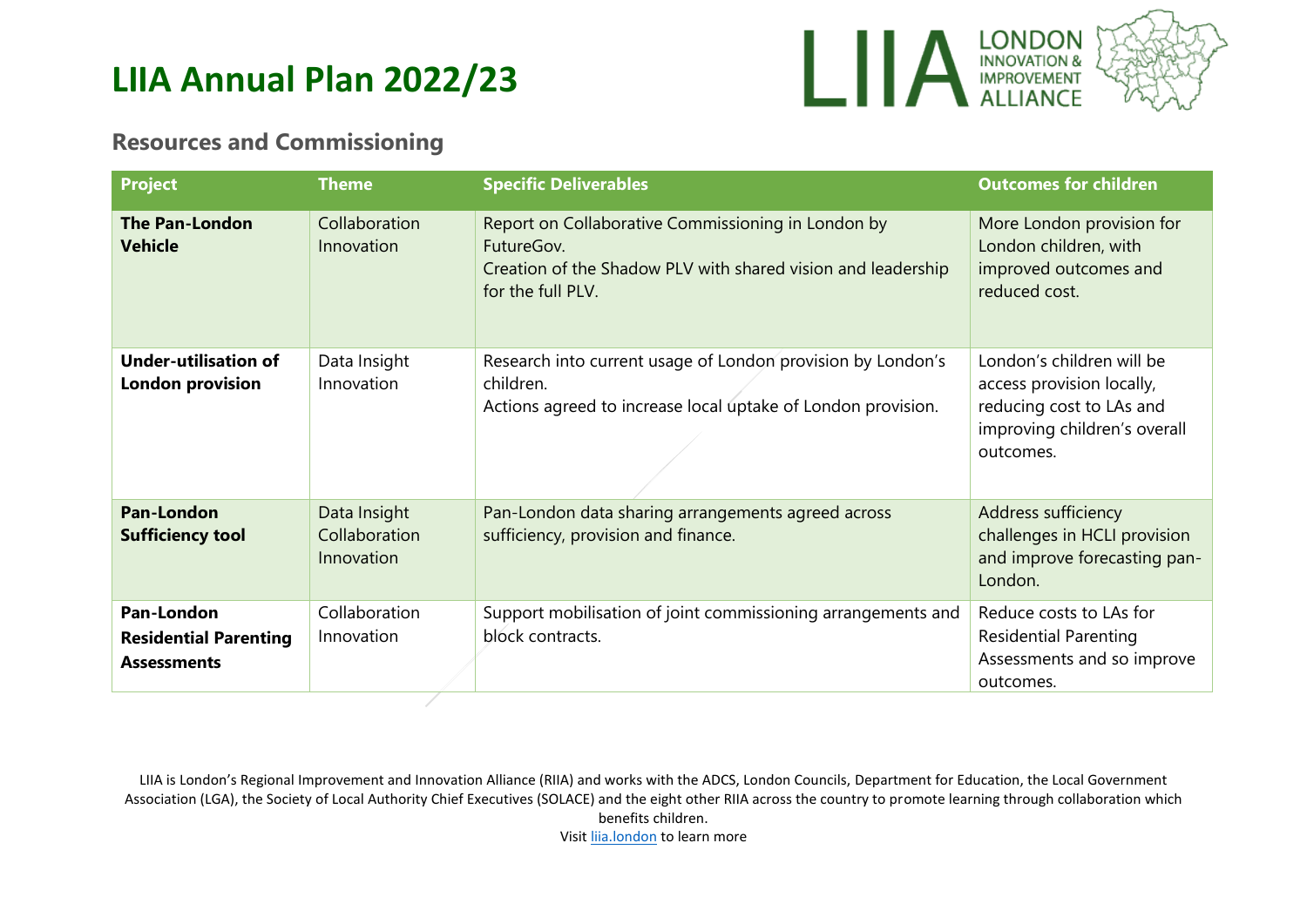# LIIA Annual Plan 2022/23

## Resources and Commissioning

| Project | Theme | Specific Deliverables | Outcomes for children |
|---|---|---|---|
| **The Pan-London Vehicle** | Collaboration<br>Innovation | Report on Collaborative Commissioning in London by FutureGov.<br>Creation of the Shadow PLV with shared vision and leadership for the full PLV. | More London provision for London children, with improved outcomes and reduced cost. |
| **Under-utilisation of London provision** | Data Insight<br>Innovation | Research into current usage of London provision by London's children.<br>Actions agreed to increase local uptake of London provision. | London's children will be access provision locally, reducing cost to LAs and improving children's overall outcomes. |
| **Pan-London Sufficiency tool** | Data Insight<br>Collaboration<br>Innovation | Pan-London data sharing arrangements agreed across sufficiency, provision and finance. | Address sufficiency challenges in HCLI provision and improve forecasting pan-London. |
| **Pan-London Residential Parenting Assessments** | Collaboration<br>Innovation | Support mobilisation of joint commissioning arrangements and block contracts. | Reduce costs to LAs for Residential Parenting Assessments and so improve outcomes. |

LIIA is London's Regional Improvement and Innovation Alliance (RIIA) and works with the ADCS, London Councils, Department for Education, the Local Government Association (LGA), the Society of Local Authority Chief Executives (SOLACE) and the eight other RIIA across the country to promote learning through collaboration which benefits children.
Visit [liia.london](liia.london) to learn more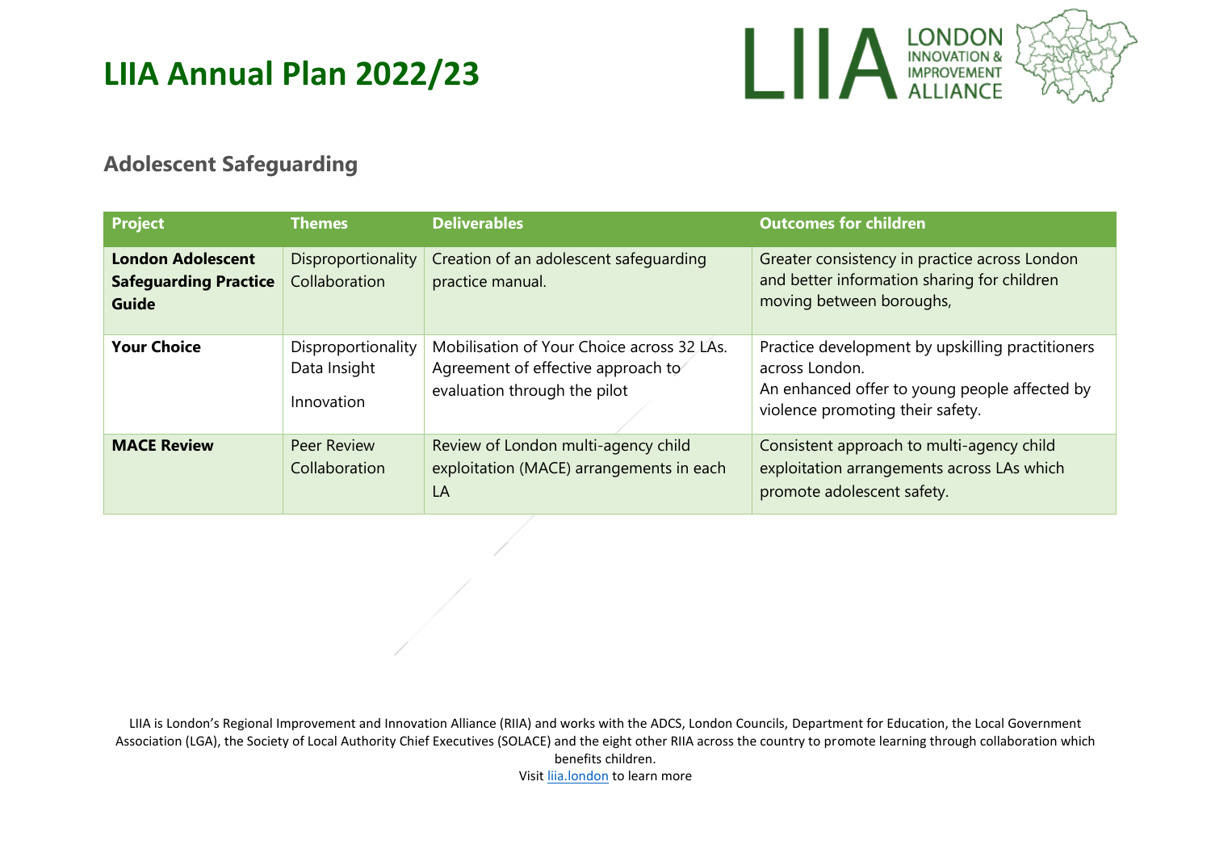# LIIA Annual Plan 2022/23

## Adolescent Safeguarding

| Project | Themes | Deliverables | Outcomes for children |
|---|---|---|---|
| **London Adolescent Safeguarding Practice Guide** | Disproportionality<br>Collaboration | Creation of an adolescent safeguarding practice manual. | Greater consistency in practice across London and better information sharing for children moving between boroughs, |
| **Your Choice** | Disproportionality<br>Data Insight<br>Innovation | Mobilisation of Your Choice across 32 LAs.<br>Agreement of effective approach to evaluation through the pilot | Practice development by upskilling practitioners across London.<br>An enhanced offer to young people affected by violence promoting their safety. |
| **MACE Review** | Peer Review<br>Collaboration | Review of London multi-agency child exploitation (MACE) arrangements in each LA | Consistent approach to multi-agency child exploitation arrangements across LAs which promote adolescent safety. |

LIIA is London's Regional Improvement and Innovation Alliance (RIIA) and works with the ADCS, London Councils, Department for Education, the Local Government Association (LGA), the Society of Local Authority Chief Executives (SOLACE) and the eight other RIIA across the country to promote learning through collaboration which benefits children.
Visit liia.london to learn more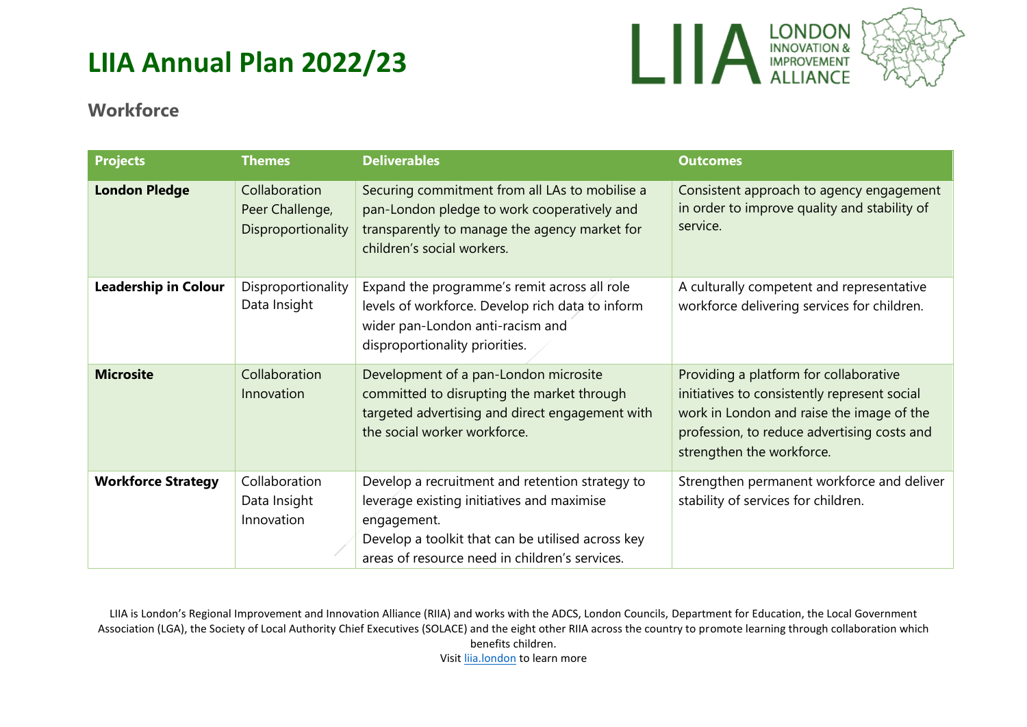# LIIA Annual Plan 2022/23

## Workforce

| Projects | Themes | Deliverables | Outcomes |
|---|---|---|---|
| **London Pledge** | Collaboration Peer Challenge, Disproportionality | Securing commitment from all LAs to mobilise a pan-London pledge to work cooperatively and transparently to manage the agency market for children's social workers. | Consistent approach to agency engagement in order to improve quality and stability of service. |
| **Leadership in Colour** | Disproportionality Data Insight | Expand the programme's remit across all role levels of workforce. Develop rich data to inform wider pan-London anti-racism and disproportionality priorities. | A culturally competent and representative workforce delivering services for children. |
| **Microsite** | Collaboration Innovation | Development of a pan-London microsite committed to disrupting the market through targeted advertising and direct engagement with the social worker workforce. | Providing a platform for collaborative initiatives to consistently represent social work in London and raise the image of the profession, to reduce advertising costs and strengthen the workforce. |
| **Workforce Strategy** | Collaboration Data Insight Innovation | Develop a recruitment and retention strategy to leverage existing initiatives and maximise engagement. Develop a toolkit that can be utilised across key areas of resource need in children's services. | Strengthen permanent workforce and deliver stability of services for children. |

LIIA is London's Regional Improvement and Innovation Alliance (RIIA) and works with the ADCS, London Councils, Department for Education, the Local Government Association (LGA), the Society of Local Authority Chief Executives (SOLACE) and the eight other RIIA across the country to promote learning through collaboration which benefits children.

Visit liia.london to learn more